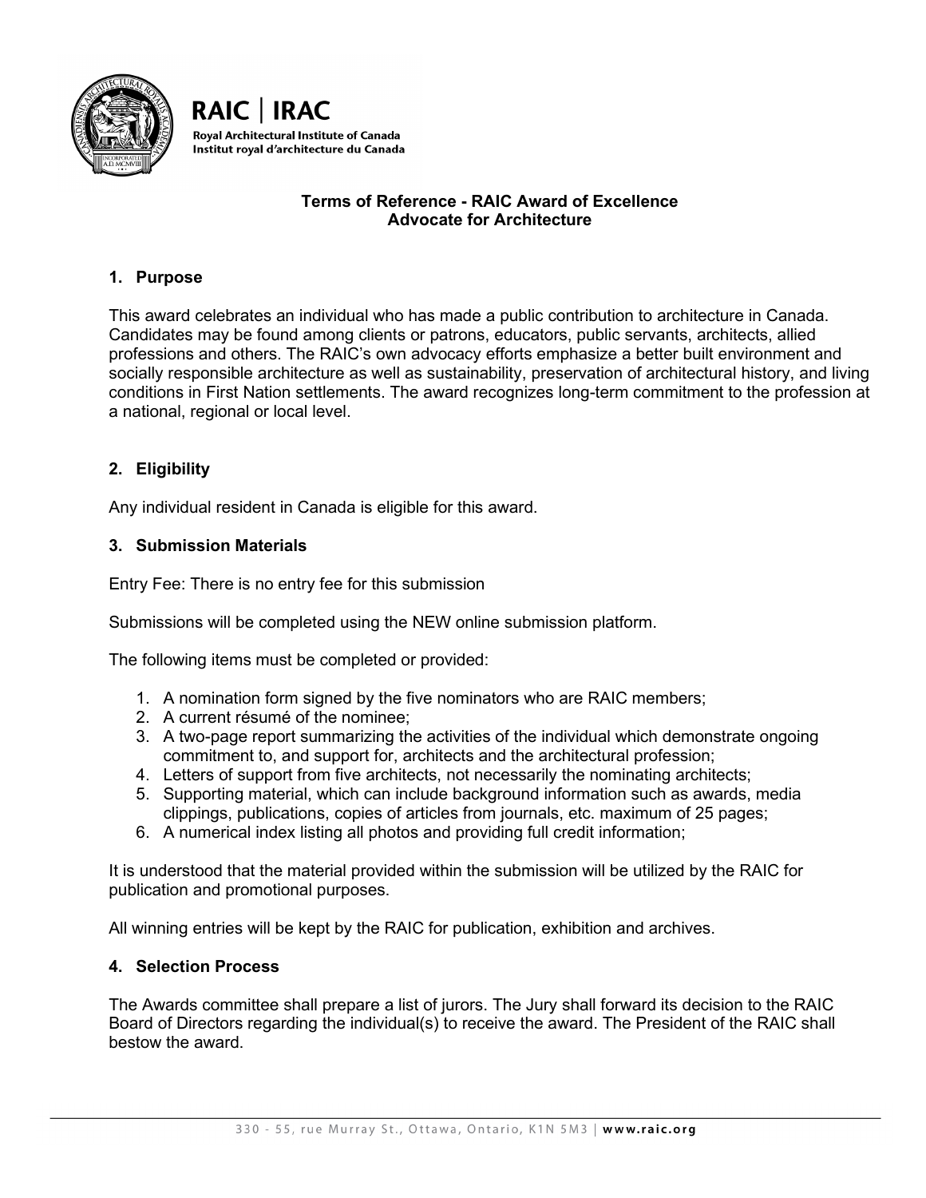RAIC | IRAC

Royal Architectural Institute of Canada
Institut royal d'architecture du Canada

# Terms of Reference - RAIC Award of Excellence
## Advocate for Architecture

### 1. Purpose

This award celebrates an individual who has made a public contribution to architecture in Canada. Candidates may be found among clients or patrons, educators, public servants, architects, allied professions and others. The RAIC's own advocacy efforts emphasize a better built environment and socially responsible architecture as well as sustainability, preservation of architectural history, and living conditions in First Nation settlements. The award recognizes long-term commitment to the profession at a national, regional or local level.

### 2. Eligibility

Any individual resident in Canada is eligible for this award.

### 3. Submission Materials

Entry Fee: There is no entry fee for this submission

Submissions will be completed using the NEW online submission platform.

The following items must be completed or provided:

1. A nomination form signed by the five nominators who are RAIC members;
2. A current résumé of the nominee;
3. A two-page report summarizing the activities of the individual which demonstrate ongoing commitment to, and support for, architects and the architectural profession;
4. Letters of support from five architects, not necessarily the nominating architects;
5. Supporting material, which can include background information such as awards, media clippings, publications, copies of articles from journals, etc. maximum of 25 pages;
6. A numerical index listing all photos and providing full credit information;

It is understood that the material provided within the submission will be utilized by the RAIC for publication and promotional purposes.

All winning entries will be kept by the RAIC for publication, exhibition and archives.

### 4. Selection Process

The Awards committee shall prepare a list of jurors. The Jury shall forward its decision to the RAIC Board of Directors regarding the individual(s) to receive the award. The President of the RAIC shall bestow the award.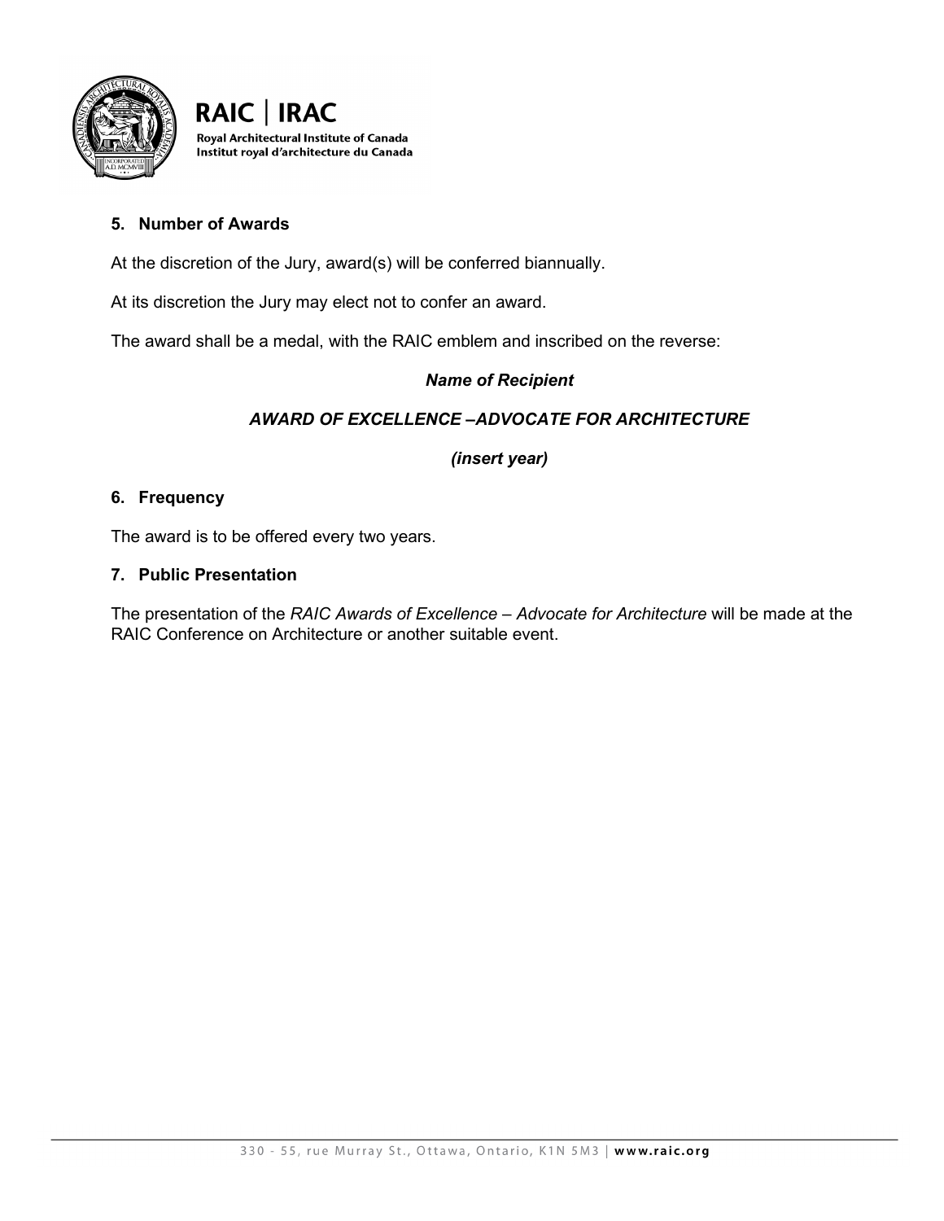## 5. Number of Awards

At the discretion of the Jury, award(s) will be conferred biannually.

At its discretion the Jury may elect not to confer an award.

The award shall be a medal, with the RAIC emblem and inscribed on the reverse:

***Name of Recipient***

***AWARD OF EXCELLENCE –ADVOCATE FOR ARCHITECTURE***

***(insert year)***

## 6. Frequency

The award is to be offered every two years.

## 7. Public Presentation

The presentation of the *RAIC Awards of Excellence – Advocate for Architecture* will be made at the RAIC Conference on Architecture or another suitable event.